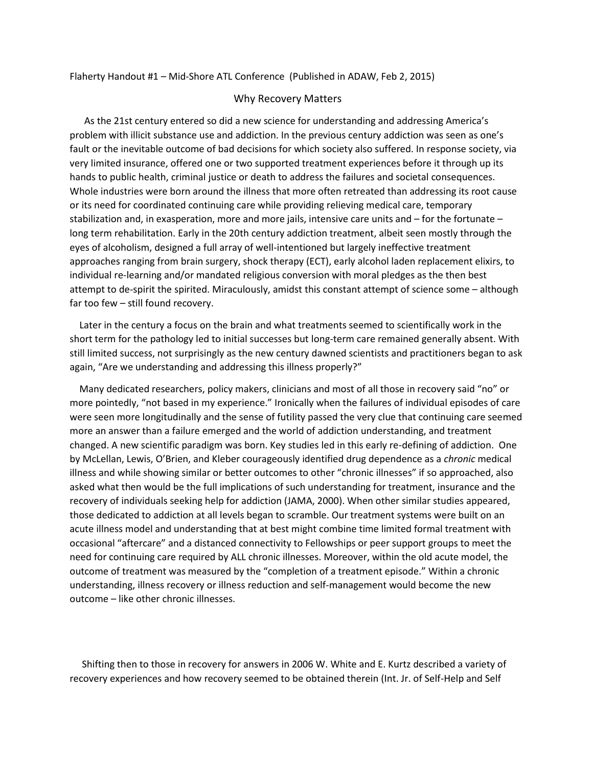Flaherty Handout #1 – Mid-Shore ATL Conference (Published in ADAW, Feb 2, 2015)

# Why Recovery Matters

As the 21st century entered so did a new science for understanding and addressing America's problem with illicit substance use and addiction. In the previous century addiction was seen as one's fault or the inevitable outcome of bad decisions for which society also suffered. In response society, via very limited insurance, offered one or two supported treatment experiences before it through up its hands to public health, criminal justice or death to address the failures and societal consequences. Whole industries were born around the illness that more often retreated than addressing its root cause or its need for coordinated continuing care while providing relieving medical care, temporary stabilization and, in exasperation, more and more jails, intensive care units and – for the fortunate – long term rehabilitation. Early in the 20th century addiction treatment, albeit seen mostly through the eyes of alcoholism, designed a full array of well-intentioned but largely ineffective treatment approaches ranging from brain surgery, shock therapy (ECT), early alcohol laden replacement elixirs, to individual re-learning and/or mandated religious conversion with moral pledges as the then best attempt to de-spirit the spirited. Miraculously, amidst this constant attempt of science some – although far too few – still found recovery.

Later in the century a focus on the brain and what treatments seemed to scientifically work in the short term for the pathology led to initial successes but long-term care remained generally absent. With still limited success, not surprisingly as the new century dawned scientists and practitioners began to ask again, "Are we understanding and addressing this illness properly?"

Many dedicated researchers, policy makers, clinicians and most of all those in recovery said "no" or more pointedly, "not based in my experience." Ironically when the failures of individual episodes of care were seen more longitudinally and the sense of futility passed the very clue that continuing care seemed more an answer than a failure emerged and the world of addiction understanding, and treatment changed. A new scientific paradigm was born. Key studies led in this early re-defining of addiction. One by McLellan, Lewis, O'Brien, and Kleber courageously identified drug dependence as a *chronic* medical illness and while showing similar or better outcomes to other "chronic illnesses" if so approached, also asked what then would be the full implications of such understanding for treatment, insurance and the recovery of individuals seeking help for addiction (JAMA, 2000). When other similar studies appeared, those dedicated to addiction at all levels began to scramble. Our treatment systems were built on an acute illness model and understanding that at best might combine time limited formal treatment with occasional "aftercare" and a distanced connectivity to Fellowships or peer support groups to meet the need for continuing care required by ALL chronic illnesses. Moreover, within the old acute model, the outcome of treatment was measured by the "completion of a treatment episode." Within a chronic understanding, illness recovery or illness reduction and self-management would become the new outcome – like other chronic illnesses.

Shifting then to those in recovery for answers in 2006 W. White and E. Kurtz described a variety of recovery experiences and how recovery seemed to be obtained therein (Int. Jr. of Self-Help and Self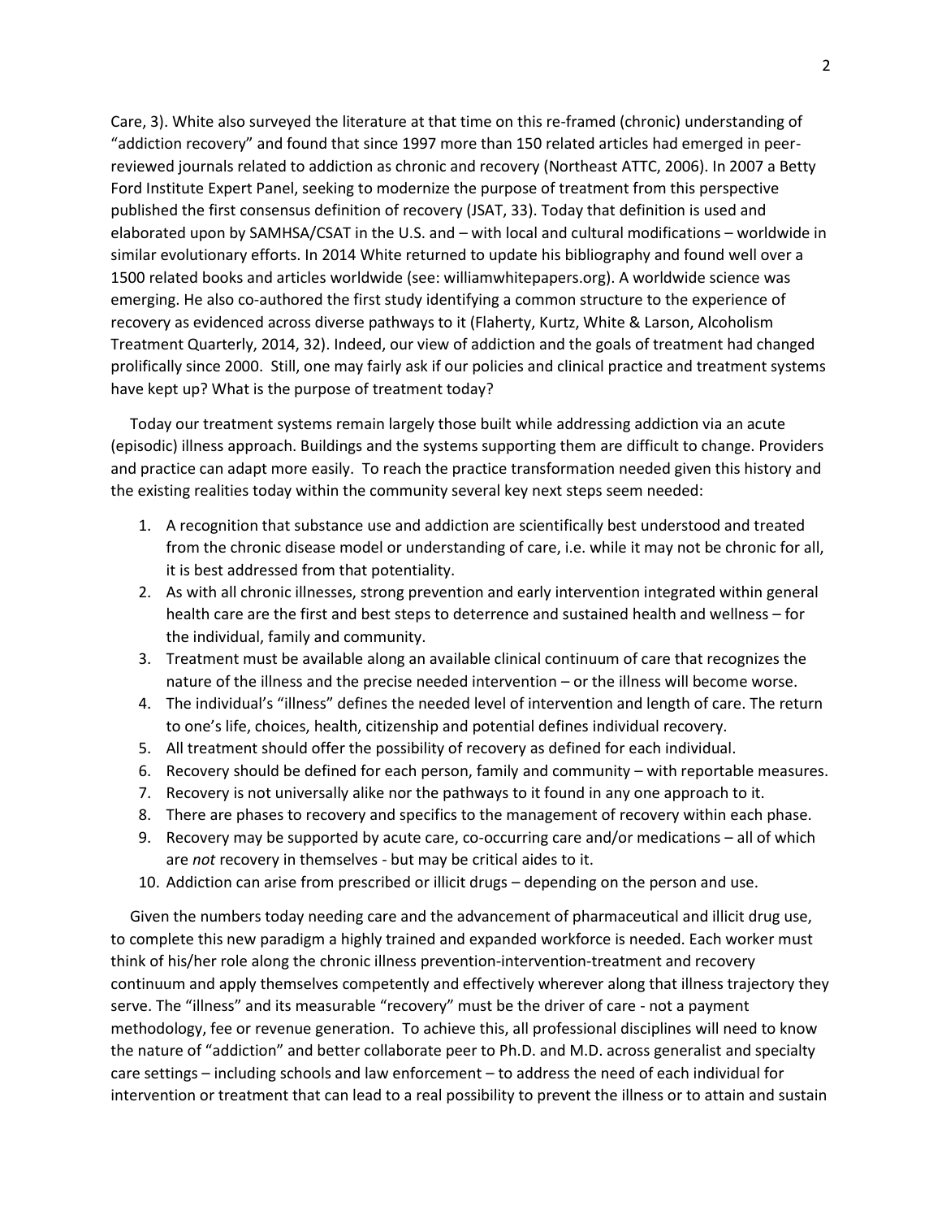Care, 3). White also surveyed the literature at that time on this re-framed (chronic) understanding of "addiction recovery" and found that since 1997 more than 150 related articles had emerged in peer-reviewed journals related to addiction as chronic and recovery (Northeast ATTC, 2006). In 2007 a Betty Ford Institute Expert Panel, seeking to modernize the purpose of treatment from this perspective published the first consensus definition of recovery (JSAT, 33). Today that definition is used and elaborated upon by SAMHSA/CSAT in the U.S. and – with local and cultural modifications – worldwide in similar evolutionary efforts. In 2014 White returned to update his bibliography and found well over a 1500 related books and articles worldwide (see: williamwhitepapers.org). A worldwide science was emerging. He also co-authored the first study identifying a common structure to the experience of recovery as evidenced across diverse pathways to it (Flaherty, Kurtz, White & Larson, Alcoholism Treatment Quarterly, 2014, 32). Indeed, our view of addiction and the goals of treatment had changed prolifically since 2000. Still, one may fairly ask if our policies and clinical practice and treatment systems have kept up? What is the purpose of treatment today?

Today our treatment systems remain largely those built while addressing addiction via an acute (episodic) illness approach. Buildings and the systems supporting them are difficult to change. Providers and practice can adapt more easily. To reach the practice transformation needed given this history and the existing realities today within the community several key next steps seem needed:

1. A recognition that substance use and addiction are scientifically best understood and treated from the chronic disease model or understanding of care, i.e. while it may not be chronic for all, it is best addressed from that potentiality.
2. As with all chronic illnesses, strong prevention and early intervention integrated within general health care are the first and best steps to deterrence and sustained health and wellness – for the individual, family and community.
3. Treatment must be available along an available clinical continuum of care that recognizes the nature of the illness and the precise needed intervention – or the illness will become worse.
4. The individual's "illness" defines the needed level of intervention and length of care. The return to one's life, choices, health, citizenship and potential defines individual recovery.
5. All treatment should offer the possibility of recovery as defined for each individual.
6. Recovery should be defined for each person, family and community – with reportable measures.
7. Recovery is not universally alike nor the pathways to it found in any one approach to it.
8. There are phases to recovery and specifics to the management of recovery within each phase.
9. Recovery may be supported by acute care, co-occurring care and/or medications – all of which are *not* recovery in themselves - but may be critical aides to it.
10. Addiction can arise from prescribed or illicit drugs – depending on the person and use.

Given the numbers today needing care and the advancement of pharmaceutical and illicit drug use, to complete this new paradigm a highly trained and expanded workforce is needed. Each worker must think of his/her role along the chronic illness prevention-intervention-treatment and recovery continuum and apply themselves competently and effectively wherever along that illness trajectory they serve. The "illness" and its measurable "recovery" must be the driver of care - not a payment methodology, fee or revenue generation. To achieve this, all professional disciplines will need to know the nature of "addiction" and better collaborate peer to Ph.D. and M.D. across generalist and specialty care settings – including schools and law enforcement – to address the need of each individual for intervention or treatment that can lead to a real possibility to prevent the illness or to attain and sustain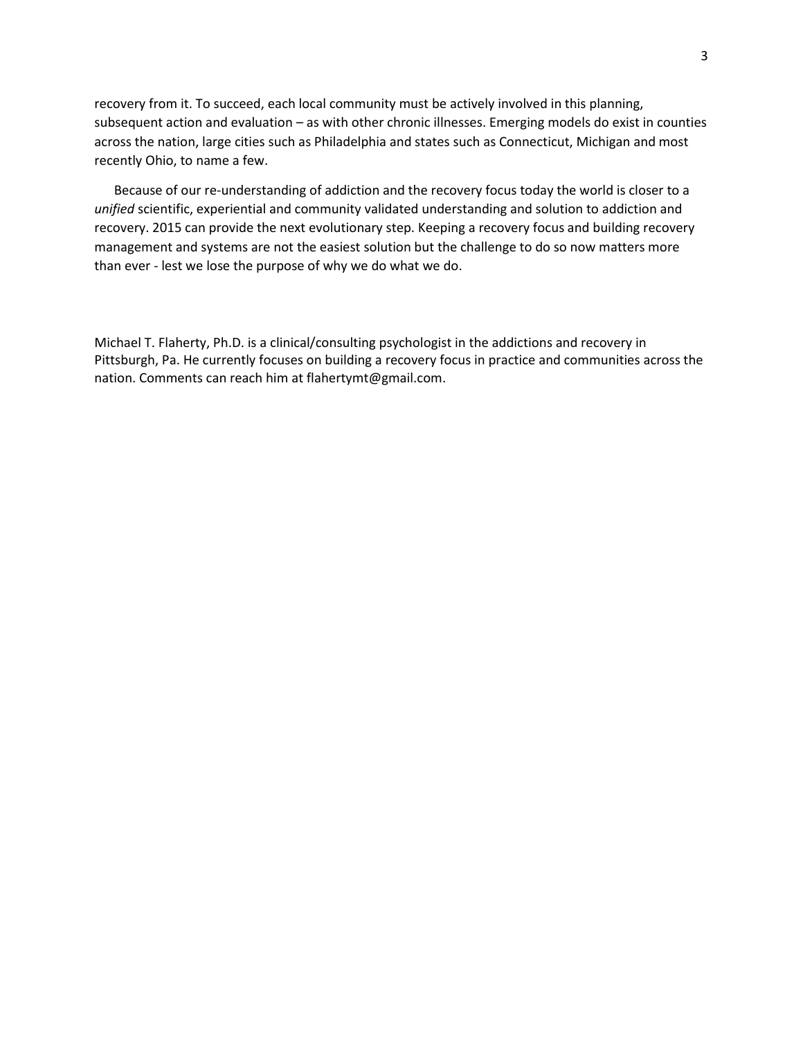recovery from it. To succeed, each local community must be actively involved in this planning, subsequent action and evaluation – as with other chronic illnesses. Emerging models do exist in counties across the nation, large cities such as Philadelphia and states such as Connecticut, Michigan and most recently Ohio, to name a few.

Because of our re-understanding of addiction and the recovery focus today the world is closer to a *unified* scientific, experiential and community validated understanding and solution to addiction and recovery. 2015 can provide the next evolutionary step. Keeping a recovery focus and building recovery management and systems are not the easiest solution but the challenge to do so now matters more than ever - lest we lose the purpose of why we do what we do.

Michael T. Flaherty, Ph.D. is a clinical/consulting psychologist in the addictions and recovery in Pittsburgh, Pa. He currently focuses on building a recovery focus in practice and communities across the nation. Comments can reach him at flahertymt@gmail.com.